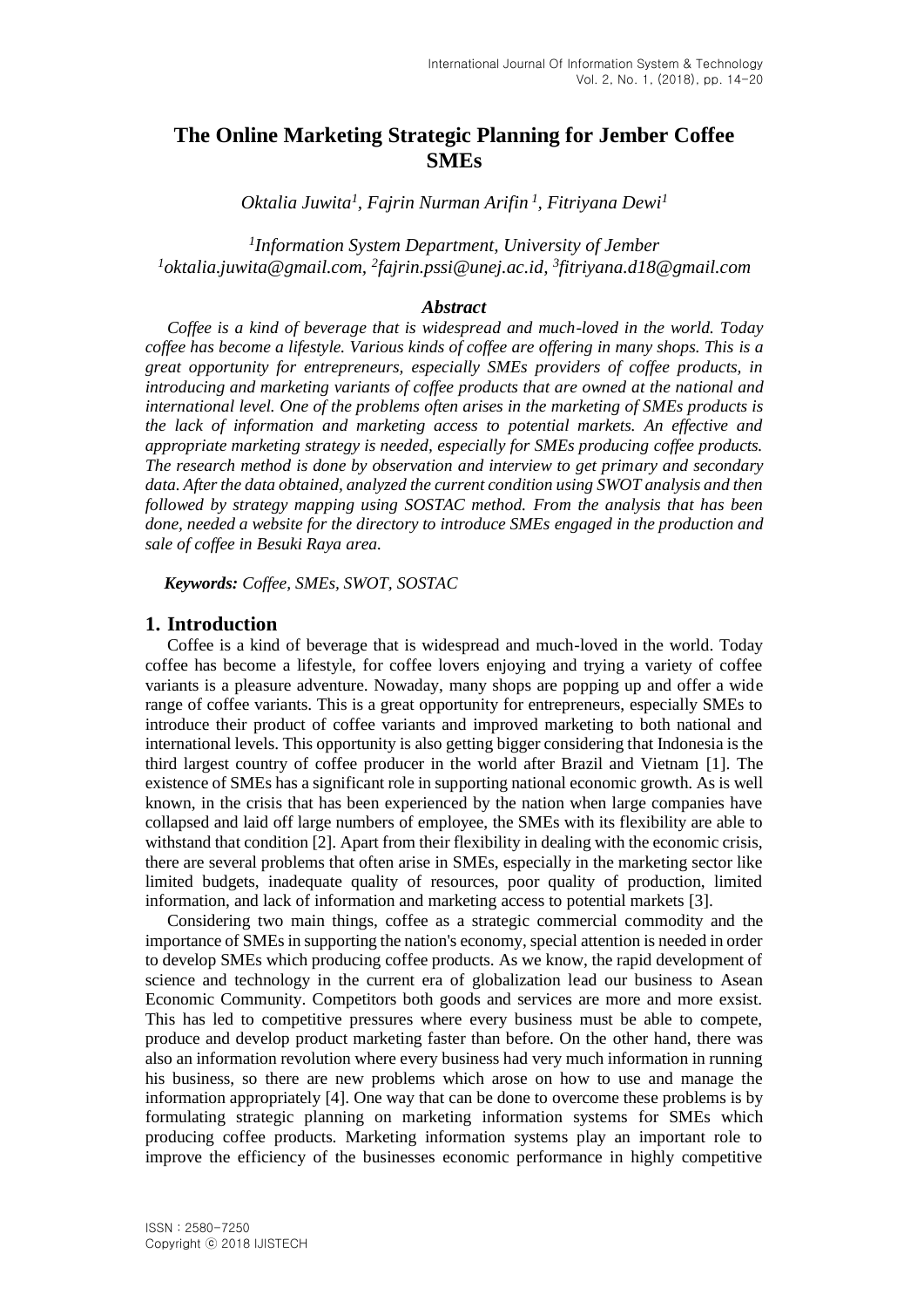# The Online Marketing Strategic Planning for Jember Coffee SMEs

*Oktalia Juwita[1], Fajrin Nurman Arifin [1], Fitriyana Dewi[1]*

*[1]Information System Department, University of Jember*
*[1]oktalia.juwita@gmail.com, [2]fajrin.pssi@unej.ac.id, [3]fitriyana.d18@gmail.com*

### *Abstract*

*Coffee is a kind of beverage that is widespread and much-loved in the world. Today coffee has become a lifestyle. Various kinds of coffee are offering in many shops. This is a great opportunity for entrepreneurs, especially SMEs providers of coffee products, in introducing and marketing variants of coffee products that are owned at the national and international level. One of the problems often arises in the marketing of SMEs products is the lack of information and marketing access to potential markets. An effective and appropriate marketing strategy is needed, especially for SMEs producing coffee products. The research method is done by observation and interview to get primary and secondary data. After the data obtained, analyzed the current condition using SWOT analysis and then followed by strategy mapping using SOSTAC method. From the analysis that has been done, needed a website for the directory to introduce SMEs engaged in the production and sale of coffee in Besuki Raya area.*

***Keywords:** Coffee, SMEs, SWOT, SOSTAC*

## 1. Introduction

Coffee is a kind of beverage that is widespread and much-loved in the world. Today coffee has become a lifestyle, for coffee lovers enjoying and trying a variety of coffee variants is a pleasure adventure. Nowaday, many shops are popping up and offer a wide range of coffee variants. This is a great opportunity for entrepreneurs, especially SMEs to introduce their product of coffee variants and improved marketing to both national and international levels. This opportunity is also getting bigger considering that Indonesia is the third largest country of coffee producer in the world after Brazil and Vietnam [1]. The existence of SMEs has a significant role in supporting national economic growth. As is well known, in the crisis that has been experienced by the nation when large companies have collapsed and laid off large numbers of employee, the SMEs with its flexibility are able to withstand that condition [2]. Apart from their flexibility in dealing with the economic crisis, there are several problems that often arise in SMEs, especially in the marketing sector like limited budgets, inadequate quality of resources, poor quality of production, limited information, and lack of information and marketing access to potential markets [3].

Considering two main things, coffee as a strategic commercial commodity and the importance of SMEs in supporting the nation's economy, special attention is needed in order to develop SMEs which producing coffee products. As we know, the rapid development of science and technology in the current era of globalization lead our business to Asean Economic Community. Competitors both goods and services are more and more exsist. This has led to competitive pressures where every business must be able to compete, produce and develop product marketing faster than before. On the other hand, there was also an information revolution where every business had very much information in running his business, so there are new problems which arose on how to use and manage the information appropriately [4]. One way that can be done to overcome these problems is by formulating strategic planning on marketing information systems for SMEs which producing coffee products. Marketing information systems play an important role to improve the efficiency of the businesses economic performance in highly competitive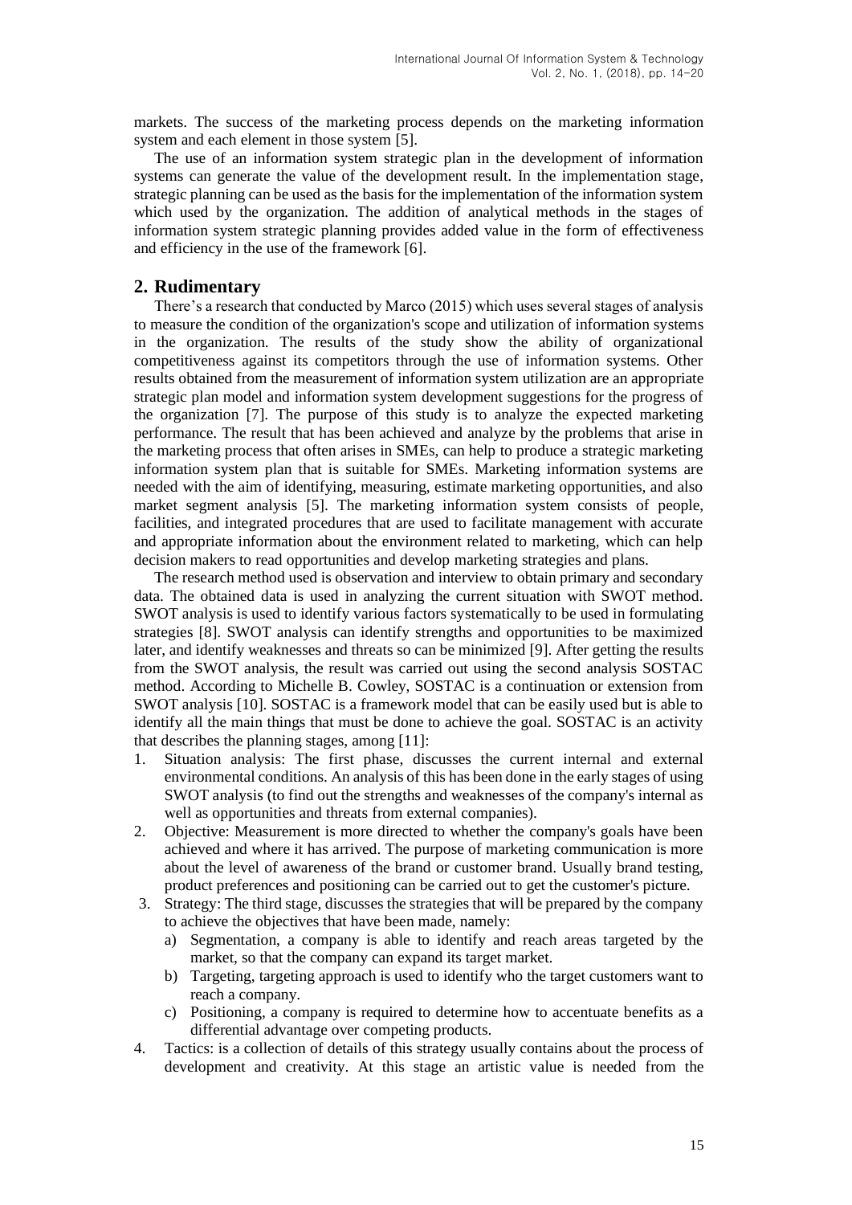markets. The success of the marketing process depends on the marketing information system and each element in those system [5].

The use of an information system strategic plan in the development of information systems can generate the value of the development result. In the implementation stage, strategic planning can be used as the basis for the implementation of the information system which used by the organization. The addition of analytical methods in the stages of information system strategic planning provides added value in the form of effectiveness and efficiency in the use of the framework [6].

## 2. Rudimentary

There's a research that conducted by Marco (2015) which uses several stages of analysis to measure the condition of the organization's scope and utilization of information systems in the organization. The results of the study show the ability of organizational competitiveness against its competitors through the use of information systems. Other results obtained from the measurement of information system utilization are an appropriate strategic plan model and information system development suggestions for the progress of the organization [7]. The purpose of this study is to analyze the expected marketing performance. The result that has been achieved and analyze by the problems that arise in the marketing process that often arises in SMEs, can help to produce a strategic marketing information system plan that is suitable for SMEs. Marketing information systems are needed with the aim of identifying, measuring, estimate marketing opportunities, and also market segment analysis [5]. The marketing information system consists of people, facilities, and integrated procedures that are used to facilitate management with accurate and appropriate information about the environment related to marketing, which can help decision makers to read opportunities and develop marketing strategies and plans.

The research method used is observation and interview to obtain primary and secondary data. The obtained data is used in analyzing the current situation with SWOT method. SWOT analysis is used to identify various factors systematically to be used in formulating strategies [8]. SWOT analysis can identify strengths and opportunities to be maximized later, and identify weaknesses and threats so can be minimized [9]. After getting the results from the SWOT analysis, the result was carried out using the second analysis SOSTAC method. According to Michelle B. Cowley, SOSTAC is a continuation or extension from SWOT analysis [10]. SOSTAC is a framework model that can be easily used but is able to identify all the main things that must be done to achieve the goal. SOSTAC is an activity that describes the planning stages, among [11]:

1. Situation analysis: The first phase, discusses the current internal and external environmental conditions. An analysis of this has been done in the early stages of using SWOT analysis (to find out the strengths and weaknesses of the company's internal as well as opportunities and threats from external companies).
2. Objective: Measurement is more directed to whether the company's goals have been achieved and where it has arrived. The purpose of marketing communication is more about the level of awareness of the brand or customer brand. Usually brand testing, product preferences and positioning can be carried out to get the customer's picture.
3. Strategy: The third stage, discusses the strategies that will be prepared by the company to achieve the objectives that have been made, namely:
   a) Segmentation, a company is able to identify and reach areas targeted by the market, so that the company can expand its target market.
   b) Targeting, targeting approach is used to identify who the target customers want to reach a company.
   c) Positioning, a company is required to determine how to accentuate benefits as a differential advantage over competing products.
4. Tactics: is a collection of details of this strategy usually contains about the process of development and creativity. At this stage an artistic value is needed from the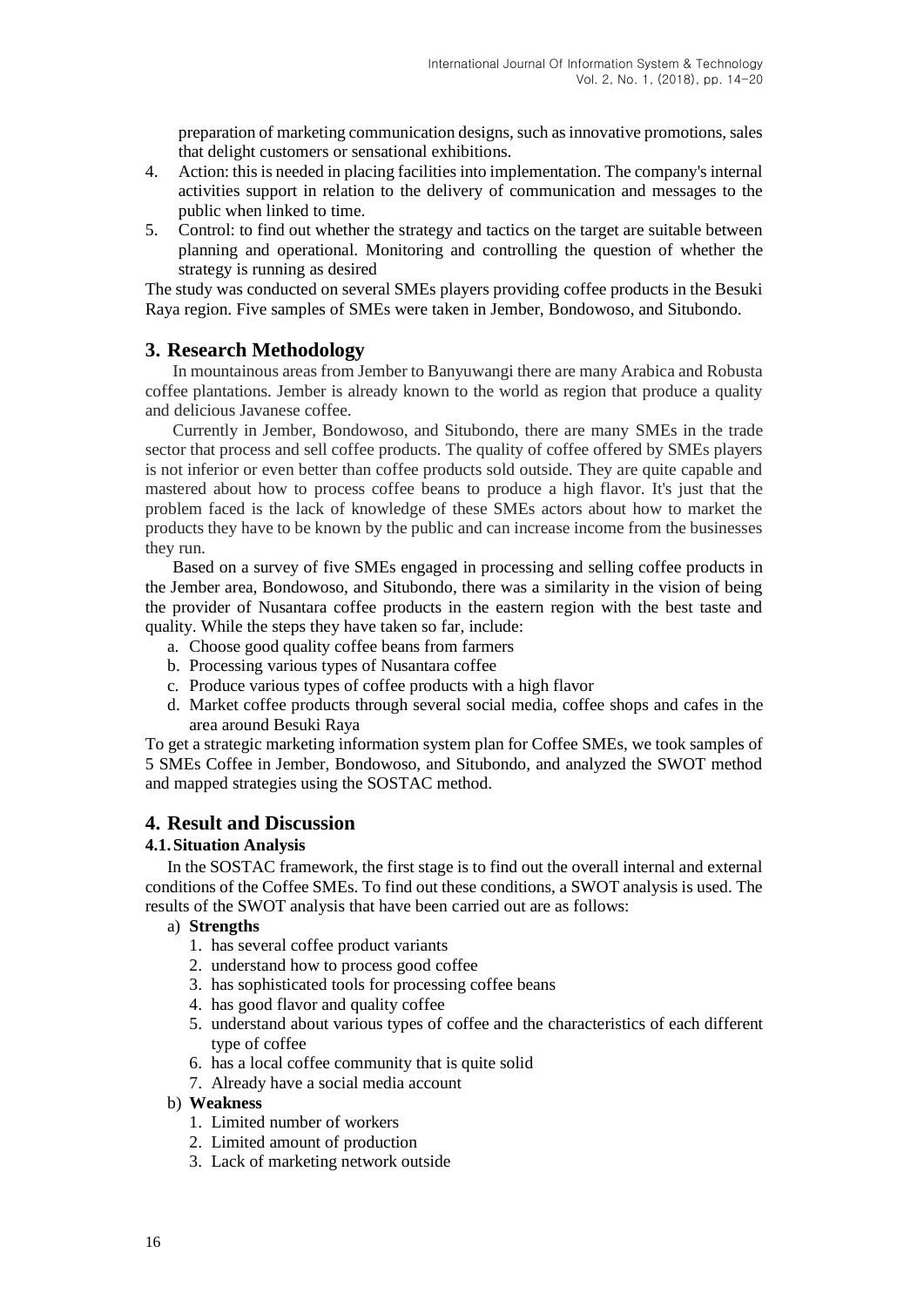preparation of marketing communication designs, such as innovative promotions, sales that delight customers or sensational exhibitions.

4. Action: this is needed in placing facilities into implementation. The company's internal activities support in relation to the delivery of communication and messages to the public when linked to time.
5. Control: to find out whether the strategy and tactics on the target are suitable between planning and operational. Monitoring and controlling the question of whether the strategy is running as desired

The study was conducted on several SMEs players providing coffee products in the Besuki Raya region. Five samples of SMEs were taken in Jember, Bondowoso, and Situbondo.

## 3. Research Methodology

In mountainous areas from Jember to Banyuwangi there are many Arabica and Robusta coffee plantations. Jember is already known to the world as region that produce a quality and delicious Javanese coffee.

Currently in Jember, Bondowoso, and Situbondo, there are many SMEs in the trade sector that process and sell coffee products. The quality of coffee offered by SMEs players is not inferior or even better than coffee products sold outside. They are quite capable and mastered about how to process coffee beans to produce a high flavor. It's just that the problem faced is the lack of knowledge of these SMEs actors about how to market the products they have to be known by the public and can increase income from the businesses they run.

Based on a survey of five SMEs engaged in processing and selling coffee products in the Jember area, Bondowoso, and Situbondo, there was a similarity in the vision of being the provider of Nusantara coffee products in the eastern region with the best taste and quality. While the steps they have taken so far, include:

a. Choose good quality coffee beans from farmers
b. Processing various types of Nusantara coffee
c. Produce various types of coffee products with a high flavor
d. Market coffee products through several social media, coffee shops and cafes in the area around Besuki Raya

To get a strategic marketing information system plan for Coffee SMEs, we took samples of 5 SMEs Coffee in Jember, Bondowoso, and Situbondo, and analyzed the SWOT method and mapped strategies using the SOSTAC method.

## 4. Result and Discussion

### 4.1. Situation Analysis

In the SOSTAC framework, the first stage is to find out the overall internal and external conditions of the Coffee SMEs. To find out these conditions, a SWOT analysis is used. The results of the SWOT analysis that have been carried out are as follows:

a) **Strengths**
   1. has several coffee product variants
   2. understand how to process good coffee
   3. has sophisticated tools for processing coffee beans
   4. has good flavor and quality coffee
   5. understand about various types of coffee and the characteristics of each different type of coffee
   6. has a local coffee community that is quite solid
   7. Already have a social media account

b) **Weakness**
   1. Limited number of workers
   2. Limited amount of production
   3. Lack of marketing network outside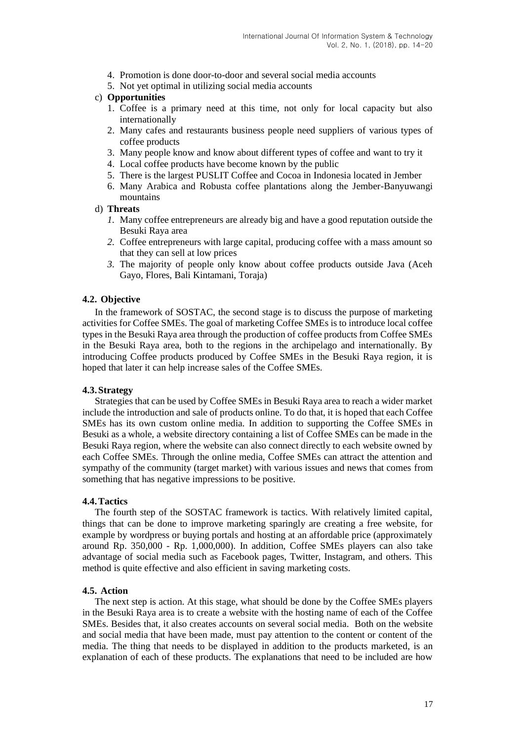4. Promotion is done door-to-door and several social media accounts
5. Not yet optimal in utilizing social media accounts

c) **Opportunities**

1. Coffee is a primary need at this time, not only for local capacity but also internationally
2. Many cafes and restaurants business people need suppliers of various types of coffee products
3. Many people know and know about different types of coffee and want to try it
4. Local coffee products have become known by the public
5. There is the largest PUSLIT Coffee and Cocoa in Indonesia located in Jember
6. Many Arabica and Robusta coffee plantations along the Jember-Banyuwangi mountains

d) **Threats**

1. Many coffee entrepreneurs are already big and have a good reputation outside the Besuki Raya area
2. Coffee entrepreneurs with large capital, producing coffee with a mass amount so that they can sell at low prices
3. The majority of people only know about coffee products outside Java (Aceh Gayo, Flores, Bali Kintamani, Toraja)

### 4.2. Objective

In the framework of SOSTAC, the second stage is to discuss the purpose of marketing activities for Coffee SMEs. The goal of marketing Coffee SMEs is to introduce local coffee types in the Besuki Raya area through the production of coffee products from Coffee SMEs in the Besuki Raya area, both to the regions in the archipelago and internationally. By introducing Coffee products produced by Coffee SMEs in the Besuki Raya region, it is hoped that later it can help increase sales of the Coffee SMEs.

### 4.3. Strategy

Strategies that can be used by Coffee SMEs in Besuki Raya area to reach a wider market include the introduction and sale of products online. To do that, it is hoped that each Coffee SMEs has its own custom online media. In addition to supporting the Coffee SMEs in Besuki as a whole, a website directory containing a list of Coffee SMEs can be made in the Besuki Raya region, where the website can also connect directly to each website owned by each Coffee SMEs. Through the online media, Coffee SMEs can attract the attention and sympathy of the community (target market) with various issues and news that comes from something that has negative impressions to be positive.

### 4.4. Tactics

The fourth step of the SOSTAC framework is tactics. With relatively limited capital, things that can be done to improve marketing sparingly are creating a free website, for example by wordpress or buying portals and hosting at an affordable price (approximately around Rp. 350,000 - Rp. 1,000,000). In addition, Coffee SMEs players can also take advantage of social media such as Facebook pages, Twitter, Instagram, and others. This method is quite effective and also efficient in saving marketing costs.

### 4.5. Action

The next step is action. At this stage, what should be done by the Coffee SMEs players in the Besuki Raya area is to create a website with the hosting name of each of the Coffee SMEs. Besides that, it also creates accounts on several social media. Both on the website and social media that have been made, must pay attention to the content or content of the media. The thing that needs to be displayed in addition to the products marketed, is an explanation of each of these products. The explanations that need to be included are how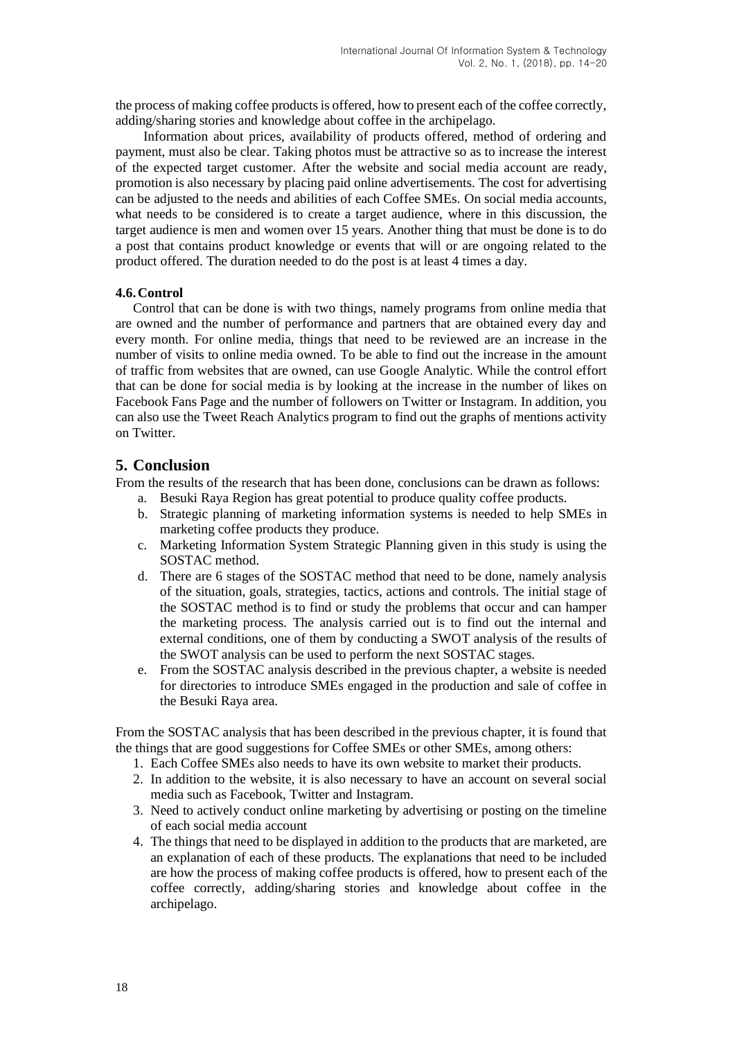the process of making coffee products is offered, how to present each of the coffee correctly, adding/sharing stories and knowledge about coffee in the archipelago.

Information about prices, availability of products offered, method of ordering and payment, must also be clear. Taking photos must be attractive so as to increase the interest of the expected target customer. After the website and social media account are ready, promotion is also necessary by placing paid online advertisements. The cost for advertising can be adjusted to the needs and abilities of each Coffee SMEs. On social media accounts, what needs to be considered is to create a target audience, where in this discussion, the target audience is men and women over 15 years. Another thing that must be done is to do a post that contains product knowledge or events that will or are ongoing related to the product offered. The duration needed to do the post is at least 4 times a day.

### 4.6. Control

Control that can be done is with two things, namely programs from online media that are owned and the number of performance and partners that are obtained every day and every month. For online media, things that need to be reviewed are an increase in the number of visits to online media owned. To be able to find out the increase in the amount of traffic from websites that are owned, can use Google Analytic. While the control effort that can be done for social media is by looking at the increase in the number of likes on Facebook Fans Page and the number of followers on Twitter or Instagram. In addition, you can also use the Tweet Reach Analytics program to find out the graphs of mentions activity on Twitter.

## 5. Conclusion

From the results of the research that has been done, conclusions can be drawn as follows:

a. Besuki Raya Region has great potential to produce quality coffee products.
b. Strategic planning of marketing information systems is needed to help SMEs in marketing coffee products they produce.
c. Marketing Information System Strategic Planning given in this study is using the SOSTAC method.
d. There are 6 stages of the SOSTAC method that need to be done, namely analysis of the situation, goals, strategies, tactics, actions and controls. The initial stage of the SOSTAC method is to find or study the problems that occur and can hamper the marketing process. The analysis carried out is to find out the internal and external conditions, one of them by conducting a SWOT analysis of the results of the SWOT analysis can be used to perform the next SOSTAC stages.
e. From the SOSTAC analysis described in the previous chapter, a website is needed for directories to introduce SMEs engaged in the production and sale of coffee in the Besuki Raya area.

From the SOSTAC analysis that has been described in the previous chapter, it is found that the things that are good suggestions for Coffee SMEs or other SMEs, among others:

1. Each Coffee SMEs also needs to have its own website to market their products.
2. In addition to the website, it is also necessary to have an account on several social media such as Facebook, Twitter and Instagram.
3. Need to actively conduct online marketing by advertising or posting on the timeline of each social media account
4. The things that need to be displayed in addition to the products that are marketed, are an explanation of each of these products. The explanations that need to be included are how the process of making coffee products is offered, how to present each of the coffee correctly, adding/sharing stories and knowledge about coffee in the archipelago.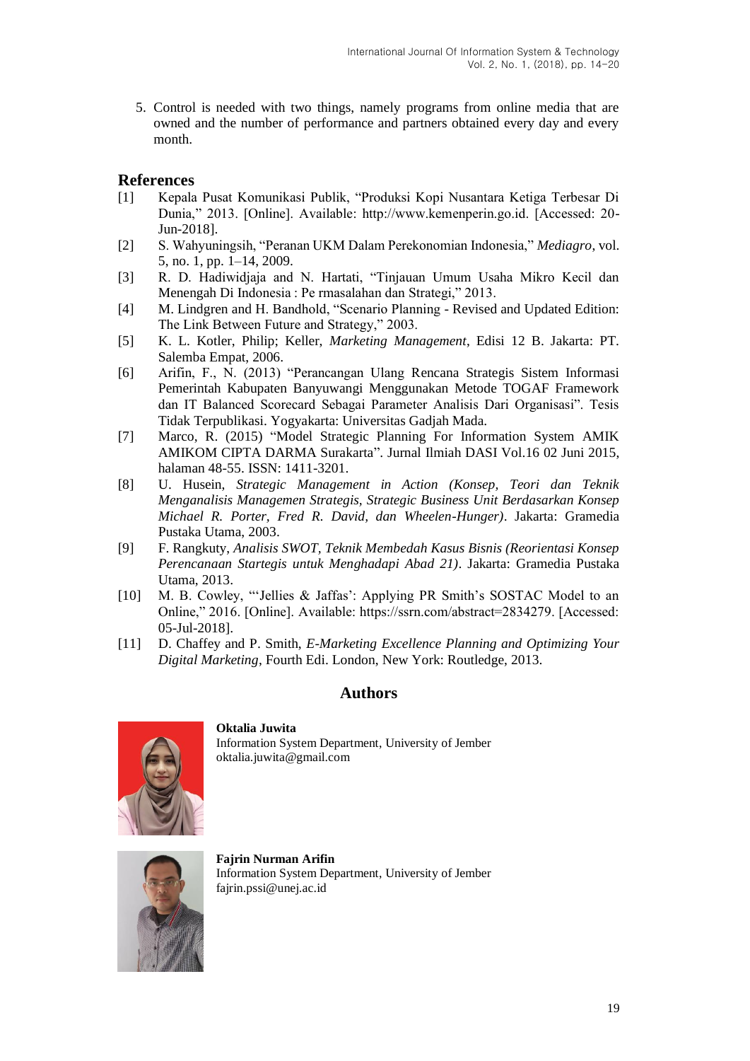5. Control is needed with two things, namely programs from online media that are owned and the number of performance and partners obtained every day and every month.

## References

[1] Kepala Pusat Komunikasi Publik, "Produksi Kopi Nusantara Ketiga Terbesar Di Dunia," 2013. [Online]. Available: http://www.kemenperin.go.id. [Accessed: 20-Jun-2018].

[2] S. Wahyuningsih, "Peranan UKM Dalam Perekonomian Indonesia," *Mediagro*, vol. 5, no. 1, pp. 1–14, 2009.

[3] R. D. Hadiwidjaja and N. Hartati, "Tinjauan Umum Usaha Mikro Kecil dan Menengah Di Indonesia : Pe rmasalahan dan Strategi," 2013.

[4] M. Lindgren and H. Bandhold, "Scenario Planning - Revised and Updated Edition: The Link Between Future and Strategy," 2003.

[5] K. L. Kotler, Philip; Keller, *Marketing Management*, Edisi 12 B. Jakarta: PT. Salemba Empat, 2006.

[6] Arifin, F., N. (2013) "Perancangan Ulang Rencana Strategis Sistem Informasi Pemerintah Kabupaten Banyuwangi Menggunakan Metode TOGAF Framework dan IT Balanced Scorecard Sebagai Parameter Analisis Dari Organisasi". Tesis Tidak Terpublikasi. Yogyakarta: Universitas Gadjah Mada.

[7] Marco, R. (2015) "Model Strategic Planning For Information System AMIK AMIKOM CIPTA DARMA Surakarta". Jurnal Ilmiah DASI Vol.16 02 Juni 2015, halaman 48-55. ISSN: 1411-3201.

[8] U. Husein, *Strategic Management in Action (Konsep, Teori dan Teknik Menganalisis Managemen Strategis, Strategic Business Unit Berdasarkan Konsep Michael R. Porter, Fred R. David, dan Wheelen-Hunger)*. Jakarta: Gramedia Pustaka Utama, 2003.

[9] F. Rangkuty, *Analisis SWOT, Teknik Membedah Kasus Bisnis (Reorientasi Konsep Perencanaan Startegis untuk Menghadapi Abad 21)*. Jakarta: Gramedia Pustaka Utama, 2013.

[10] M. B. Cowley, "'Jellies & Jaffas': Applying PR Smith's SOSTAC Model to an Online," 2016. [Online]. Available: https://ssrn.com/abstract=2834279. [Accessed: 05-Jul-2018].

[11] D. Chaffey and P. Smith, *E-Marketing Excellence Planning and Optimizing Your Digital Marketing*, Fourth Edi. London, New York: Routledge, 2013.

## Authors

**Oktalia Juwita**
Information System Department, University of Jember
oktalia.juwita@gmail.com

**Fajrin Nurman Arifin**
Information System Department, University of Jember
fajrin.pssi@unej.ac.id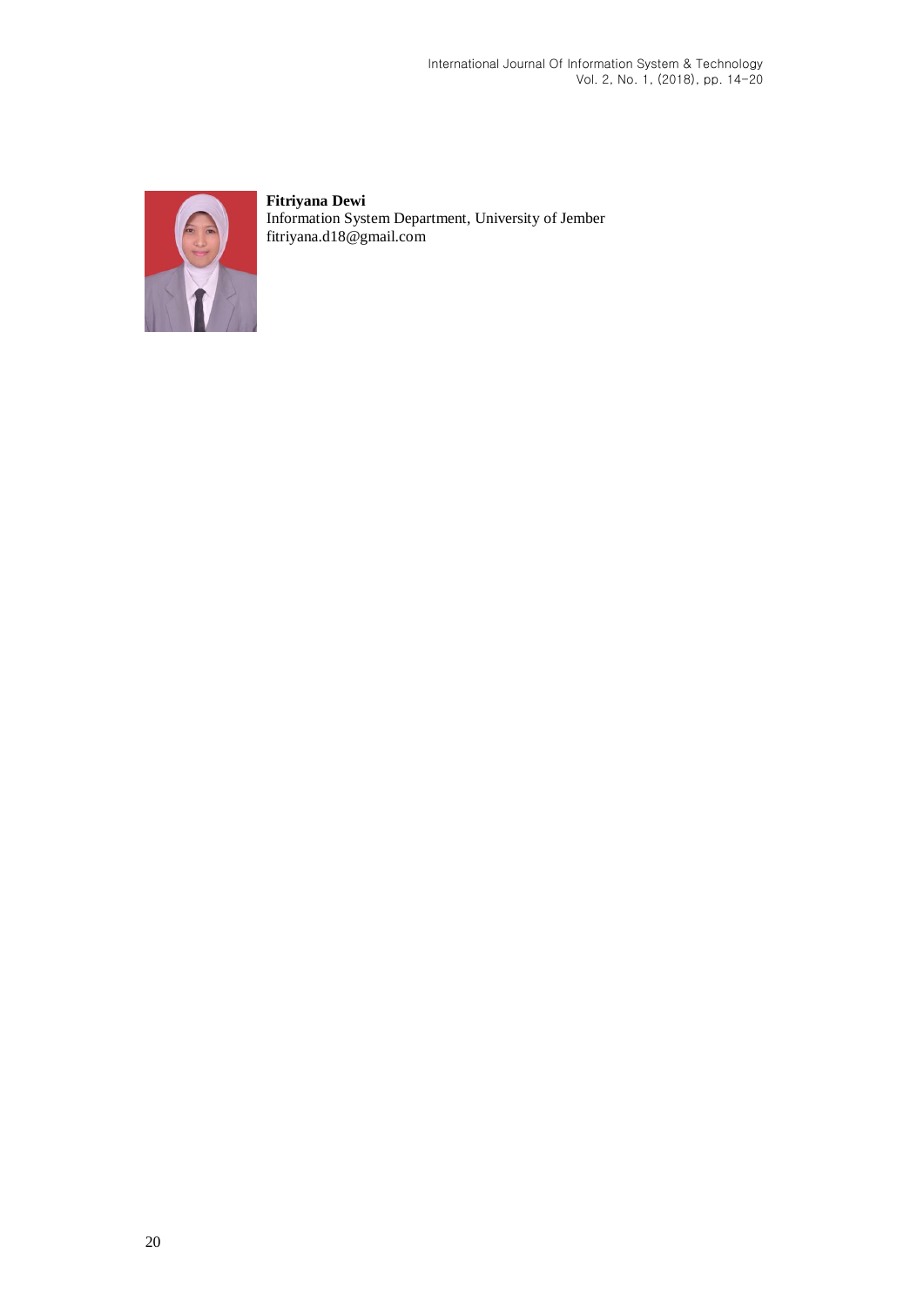**Fitriyana Dewi**
Information System Department, University of Jember
fitriyana.d18@gmail.com